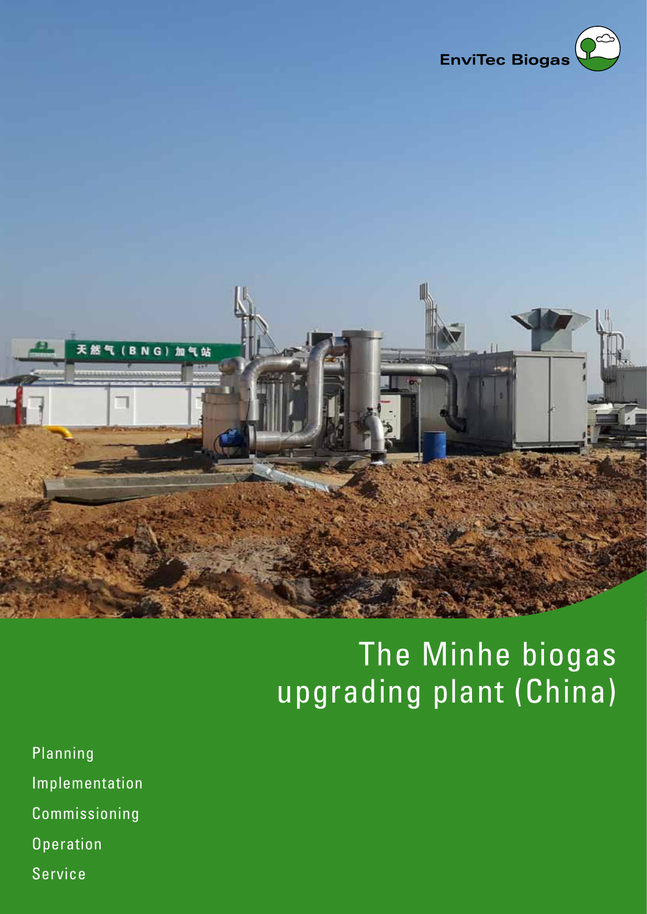EnviTec Biogas

# The Minhe biogas upgrading plant (China)

- Planning
- Implementation
- Commissioning
- Operation
- Service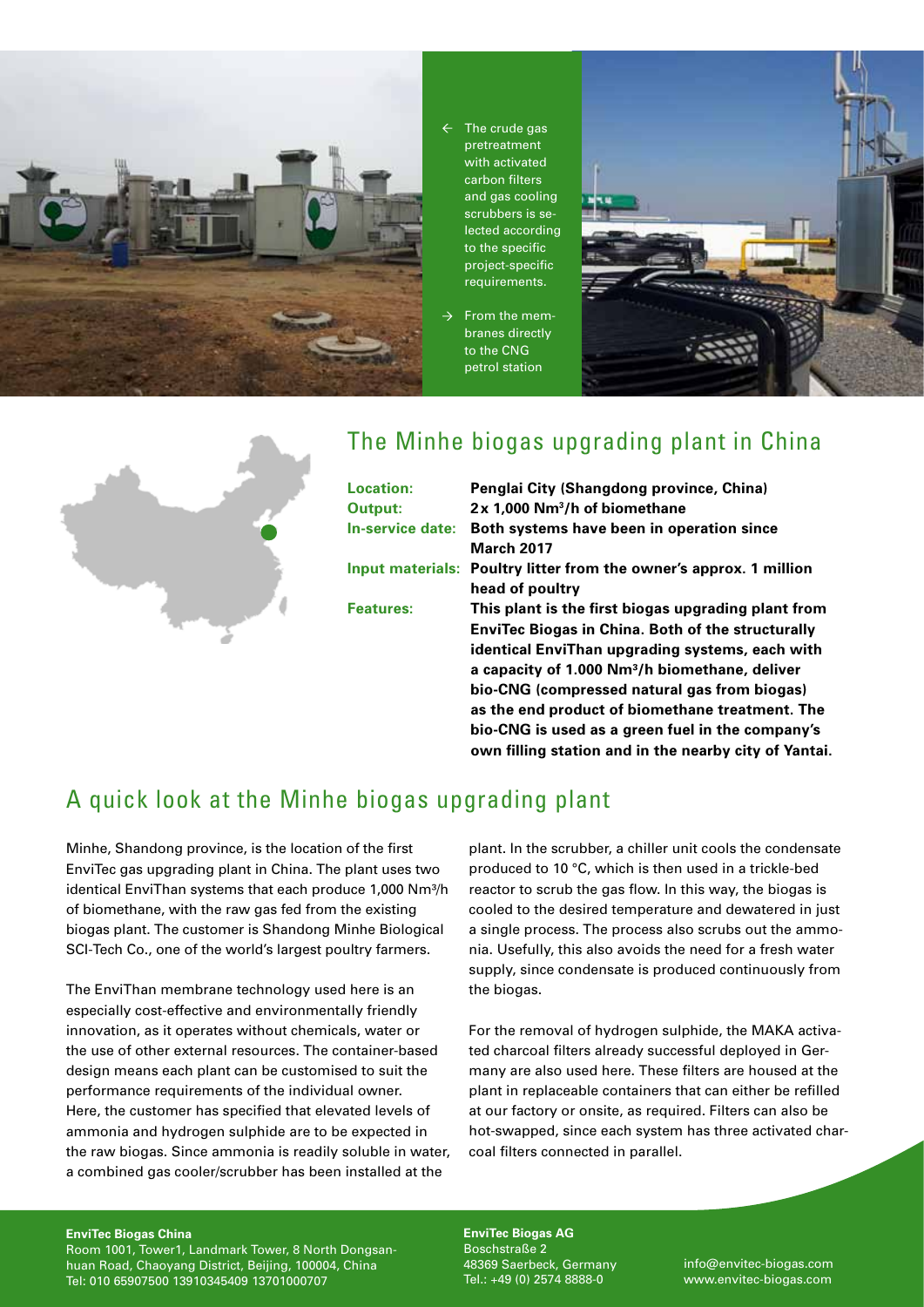← The crude gas pretreatment with activated carbon filters and gas cooling scrubbers is selected according to the specific project-specific requirements.

→ From the membranes directly to the CNG petrol station

## The Minhe biogas upgrading plant in China

| | |
|---|---|
| **Location:** | **Penglai City (Shangdong province, China)** |
| **Output:** | **2x 1,000 Nm³/h of biomethane** |
| **In-service date:** | **Both systems have been in operation since March 2017** |
| **Input materials:** | **Poultry litter from the owner's approx. 1 million head of poultry** |
| **Features:** | **This plant is the first biogas upgrading plant from EnviTec Biogas in China. Both of the structurally identical EnviThan upgrading systems, each with a capacity of 1.000 Nm³/h biomethane, deliver bio-CNG (compressed natural gas from biogas) as the end product of biomethane treatment. The bio-CNG is used as a green fuel in the company's own filling station and in the nearby city of Yantai.** |

## A quick look at the Minhe biogas upgrading plant

Minhe, Shandong province, is the location of the first EnviTec gas upgrading plant in China. The plant uses two identical EnviThan systems that each produce 1,000 Nm³/h of biomethane, with the raw gas fed from the existing biogas plant. The customer is Shandong Minhe Biological SCI-Tech Co., one of the world's largest poultry farmers.

The EnviThan membrane technology used here is an especially cost-effective and environmentally friendly innovation, as it operates without chemicals, water or the use of other external resources. The container-based design means each plant can be customised to suit the performance requirements of the individual owner. Here, the customer has specified that elevated levels of ammonia and hydrogen sulphide are to be expected in the raw biogas. Since ammonia is readily soluble in water, a combined gas cooler/scrubber has been installed at the plant. In the scrubber, a chiller unit cools the condensate produced to 10 °C, which is then used in a trickle-bed reactor to scrub the gas flow. In this way, the biogas is cooled to the desired temperature and dewatered in just a single process. The process also scrubs out the ammonia. Usefully, this also avoids the need for a fresh water supply, since condensate is produced continuously from the biogas.

For the removal of hydrogen sulphide, the MAKA activated charcoal filters already successful deployed in Germany are also used here. These filters are housed at the plant in replaceable containers that can either be refilled at our factory or onsite, as required. Filters can also be hot-swapped, since each system has three activated charcoal filters connected in parallel.

**EnviTec Biogas China**
Room 1001, Tower1, Landmark Tower, 8 North Dongsanhuan Road, Chaoyang District, Beijing, 100004, China
Tel: 010 65907500 13910345409 13701000707

**EnviTec Biogas AG**
Boschstraße 2
48369 Saerbeck, Germany
Tel.: +49 (0) 2574 8888-0

info@envitec-biogas.com
www.envitec-biogas.com